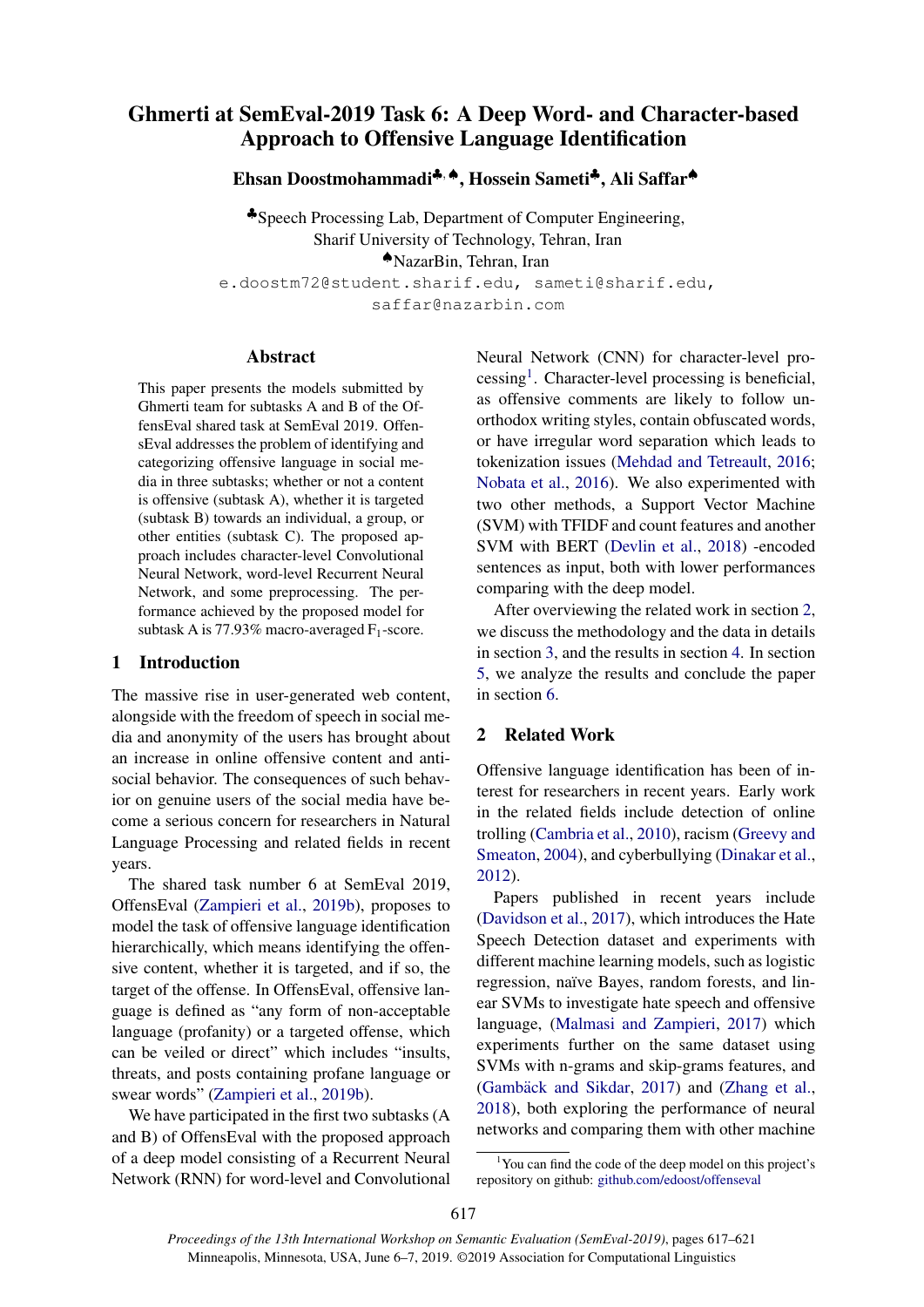# Ghmerti at SemEval-2019 Task 6: A Deep Word- and Character-based Approach to Offensive Language Identification

**Ehsan Doostmohammadi**[♣,♠], **Hossein Sameti**[♣], **Ali Saffar**[♠]

[♣]Speech Processing Lab, Department of Computer Engineering,
Sharif University of Technology, Tehran, Iran
[♠]NazarBin, Tehran, Iran
e.doostm72@student.sharif.edu, sameti@sharif.edu,
saffar@nazarbin.com

## Abstract

This paper presents the models submitted by Ghmerti team for subtasks A and B of the OffensEval shared task at SemEval 2019. OffensEval addresses the problem of identifying and categorizing offensive language in social media in three subtasks; whether or not a content is offensive (subtask A), whether it is targeted (subtask B) towards an individual, a group, or other entities (subtask C). The proposed approach includes character-level Convolutional Neural Network, word-level Recurrent Neural Network, and some preprocessing. The performance achieved by the proposed model for subtask A is 77.93% macro-averaged $F_1$-score.

## 1 Introduction

The massive rise in user-generated web content, alongside with the freedom of speech in social media and anonymity of the users has brought about an increase in online offensive content and anti-social behavior. The consequences of such behavior on genuine users of the social media have become a serious concern for researchers in Natural Language Processing and related fields in recent years.

The shared task number 6 at SemEval 2019, OffensEval (Zampieri et al., 2019b), proposes to model the task of offensive language identification hierarchically, which means identifying the offensive content, whether it is targeted, and if so, the target of the offense. In OffensEval, offensive language is defined as "any form of non-acceptable language (profanity) or a targeted offense, which can be veiled or direct" which includes "insults, threats, and posts containing profane language or swear words" (Zampieri et al., 2019b).

We have participated in the first two subtasks (A and B) of OffensEval with the proposed approach of a deep model consisting of a Recurrent Neural Network (RNN) for word-level and Convolutional Neural Network (CNN) for character-level processing[1]. Character-level processing is beneficial, as offensive comments are likely to follow unorthodox writing styles, contain obfuscated words, or have irregular word separation which leads to tokenization issues (Mehdad and Tetreault, 2016; Nobata et al., 2016). We also experimented with two other methods, a Support Vector Machine (SVM) with TFIDF and count features and another SVM with BERT (Devlin et al., 2018) -encoded sentences as input, both with lower performances comparing with the deep model.

After overviewing the related work in section 2, we discuss the methodology and the data in details in section 3, and the results in section 4. In section 5, we analyze the results and conclude the paper in section 6.

## 2 Related Work

Offensive language identification has been of interest for researchers in recent years. Early work in the related fields include detection of online trolling (Cambria et al., 2010), racism (Greevy and Smeaton, 2004), and cyberbullying (Dinakar et al., 2012).

Papers published in recent years include (Davidson et al., 2017), which introduces the Hate Speech Detection dataset and experiments with different machine learning models, such as logistic regression, naïve Bayes, random forests, and linear SVMs to investigate hate speech and offensive language, (Malmasi and Zampieri, 2017) which experiments further on the same dataset using SVMs with n-grams and skip-grams features, and (Gambäck and Sikdar, 2017) and (Zhang et al., 2018), both exploring the performance of neural networks and comparing them with other machine

[1]You can find the code of the deep model on this project's repository on github: github.com/edoost/offenseval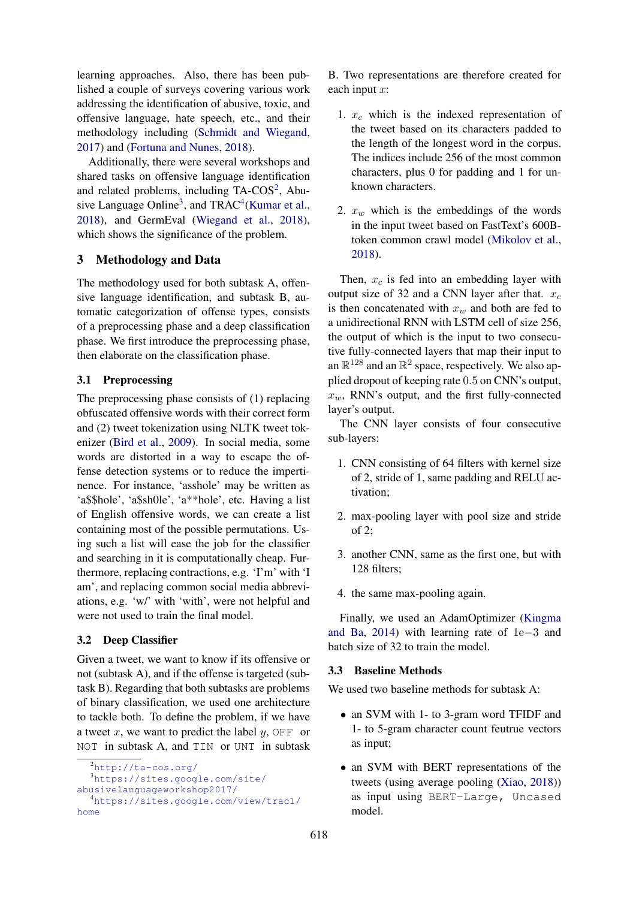learning approaches. Also, there has been published a couple of surveys covering various work addressing the identification of abusive, toxic, and offensive language, hate speech, etc., and their methodology including (Schmidt and Wiegand, 2017) and (Fortuna and Nunes, 2018).

Additionally, there were several workshops and shared tasks on offensive language identification and related problems, including TA-COS[2], Abusive Language Online[3], and TRAC[4](Kumar et al., 2018), and GermEval (Wiegand et al., 2018), which shows the significance of the problem.

## 3 Methodology and Data

The methodology used for both subtask A, offensive language identification, and subtask B, automatic categorization of offense types, consists of a preprocessing phase and a deep classification phase. We first introduce the preprocessing phase, then elaborate on the classification phase.

### 3.1 Preprocessing

The preprocessing phase consists of (1) replacing obfuscated offensive words with their correct form and (2) tweet tokenization using NLTK tweet tokenizer (Bird et al., 2009). In social media, some words are distorted in a way to escape the offense detection systems or to reduce the impertinence. For instance, 'asshole' may be written as 'a$$hole', 'a$sh0le', 'a**hole', etc. Having a list of English offensive words, we can create a list containing most of the possible permutations. Using such a list will ease the job for the classifier and searching in it is computationally cheap. Furthermore, replacing contractions, e.g. 'I'm' with 'I am', and replacing common social media abbreviations, e.g. 'w/' with 'with', were not helpful and were not used to train the final model.

### 3.2 Deep Classifier

Given a tweet, we want to know if its offensive or not (subtask A), and if the offense is targeted (subtask B). Regarding that both subtasks are problems of binary classification, we used one architecture to tackle both. To define the problem, if we have a tweet $x$, we want to predict the label $y$, `OFF` or `NOT` in subtask A, and `TIN` or `UNT` in subtask B. Two representations are therefore created for each input $x$:

1. $x_c$ which is the indexed representation of the tweet based on its characters padded to the length of the longest word in the corpus. The indices include 256 of the most common characters, plus 0 for padding and 1 for unknown characters.

2. $x_w$ which is the embeddings of the words in the input tweet based on FastText's 600B-token common crawl model (Mikolov et al., 2018).

Then, $x_c$ is fed into an embedding layer with output size of 32 and a CNN layer after that. $x_c$ is then concatenated with $x_w$ and both are fed to a unidirectional RNN with LSTM cell of size 256, the output of which is the input to two consecutive fully-connected layers that map their input to an $\mathbb{R}^{128}$ and an $\mathbb{R}^2$ space, respectively. We also applied dropout of keeping rate $0.5$ on CNN's output, $x_w$, RNN's output, and the first fully-connected layer's output.

The CNN layer consists of four consecutive sub-layers:

1. CNN consisting of 64 filters with kernel size of 2, stride of 1, same padding and RELU activation;

2. max-pooling layer with pool size and stride of 2;

3. another CNN, same as the first one, but with 128 filters;

4. the same max-pooling again.

Finally, we used an AdamOptimizer (Kingma and Ba, 2014) with learning rate of $1e{-3}$ and batch size of 32 to train the model.

### 3.3 Baseline Methods

We used two baseline methods for subtask A:

- an SVM with 1- to 3-gram word TFIDF and 1- to 5-gram character count feutrue vectors as input;

- an SVM with BERT representations of the tweets (using average pooling (Xiao, 2018)) as input using `BERT-Large, Uncased` model.

---

[2] http://ta-cos.org/

[3] https://sites.google.com/site/abusivelanguageworkshop2017/

[4] https://sites.google.com/view/trac1/home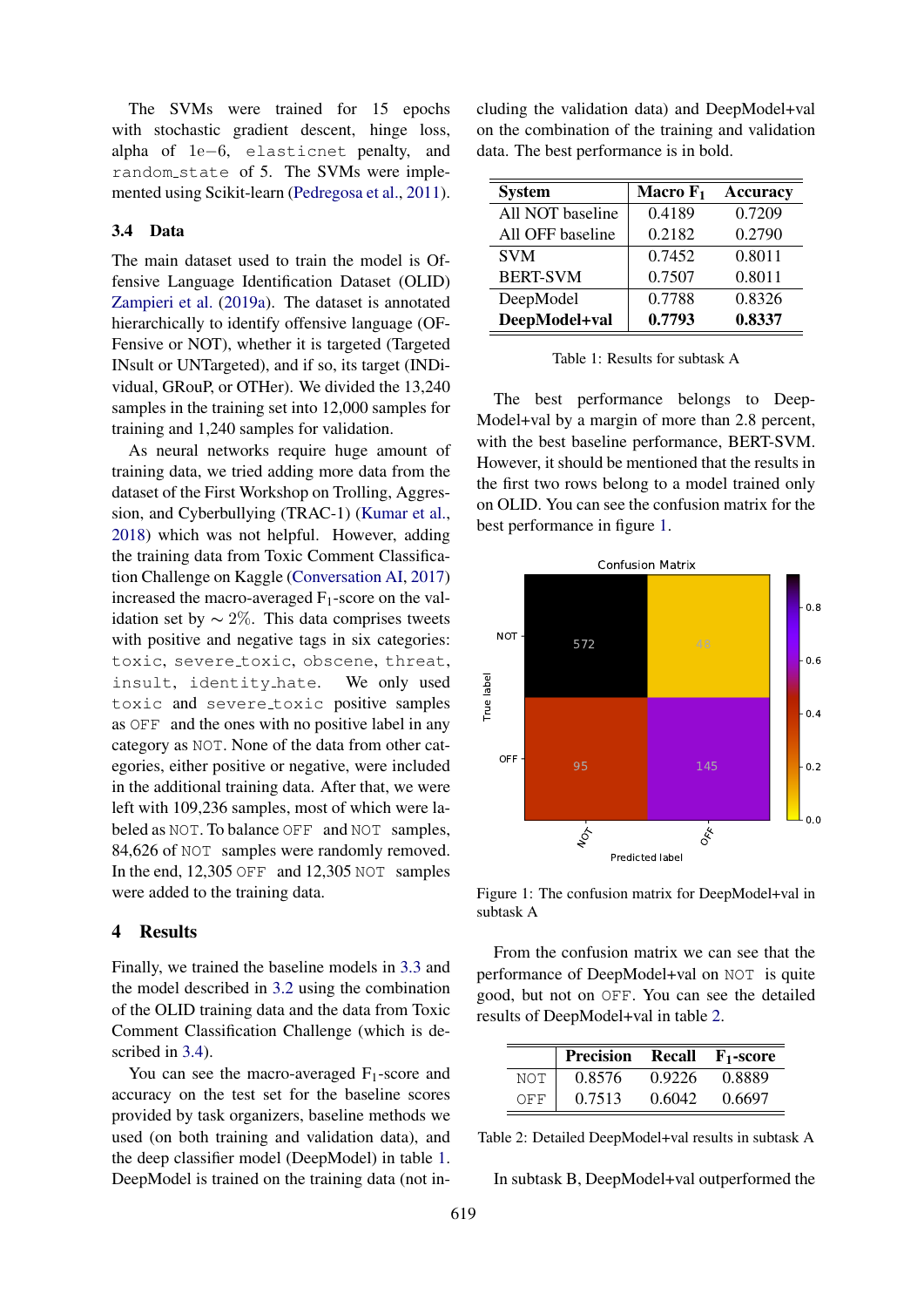The SVMs were trained for 15 epochs with stochastic gradient descent, hinge loss, alpha of 1e−6, `elasticnet` penalty, and `random_state` of 5. The SVMs were implemented using Scikit-learn (Pedregosa et al., 2011).

### 3.4 Data

The main dataset used to train the model is Offensive Language Identification Dataset (OLID) Zampieri et al. (2019a). The dataset is annotated hierarchically to identify offensive language (OFFensive or NOT), whether it is targeted (Targeted INsult or UNTargeted), and if so, its target (INDividual, GRouP, or OTHer). We divided the 13,240 samples in the training set into 12,000 samples for training and 1,240 samples for validation.

As neural networks require huge amount of training data, we tried adding more data from the dataset of the First Workshop on Trolling, Aggression, and Cyberbullying (TRAC-1) (Kumar et al., 2018) which was not helpful. However, adding the training data from Toxic Comment Classification Challenge on Kaggle (Conversation AI, 2017) increased the macro-averaged $F_1$-score on the validation set by $\sim 2\%$. This data comprises tweets with positive and negative tags in six categories: `toxic`, `severe_toxic`, `obscene`, `threat`, `insult`, `identity_hate`. We only used `toxic` and `severe_toxic` positive samples as `OFF` and the ones with no positive label in any category as `NOT`. None of the data from other categories, either positive or negative, were included in the additional training data. After that, we were left with 109,236 samples, most of which were labeled as `NOT`. To balance `OFF` and `NOT` samples, 84,626 of `NOT` samples were randomly removed. In the end, 12,305 `OFF` and 12,305 `NOT` samples were added to the training data.

## 4 Results

Finally, we trained the baseline models in 3.3 and the model described in 3.2 using the combination of the OLID training data and the data from Toxic Comment Classification Challenge (which is described in 3.4).

You can see the macro-averaged $F_1$-score and accuracy on the test set for the baseline scores provided by task organizers, baseline methods we used (on both training and validation data), and the deep classifier model (DeepModel) in table 1. DeepModel is trained on the training data (not including the validation data) and DeepModel+val on the combination of the training and validation data. The best performance is in bold.

| System | Macro $F_1$ | Accuracy |
|---|---|---|
| All NOT baseline | 0.4189 | 0.7209 |
| All OFF baseline | 0.2182 | 0.2790 |
| SVM | 0.7452 | 0.8011 |
| BERT-SVM | 0.7507 | 0.8011 |
| DeepModel | 0.7788 | 0.8326 |
| **DeepModel+val** | **0.7793** | **0.8337** |

Table 1: Results for subtask A

The best performance belongs to DeepModel+val by a margin of more than 2.8 percent, with the best baseline performance, BERT-SVM. However, it should be mentioned that the results in the first two rows belong to a model trained only on OLID. You can see the confusion matrix for the best performance in figure 1.

Figure 1: The confusion matrix for DeepModel+val in subtask A

From the confusion matrix we can see that the performance of DeepModel+val on `NOT` is quite good, but not on `OFF`. You can see the detailed results of DeepModel+val in table 2.

| | Precision | Recall | $F_1$-score |
|---|---|---|---|
| `NOT` | 0.8576 | 0.9226 | 0.8889 |
| `OFF` | 0.7513 | 0.6042 | 0.6697 |

Table 2: Detailed DeepModel+val results in subtask A

In subtask B, DeepModel+val outperformed the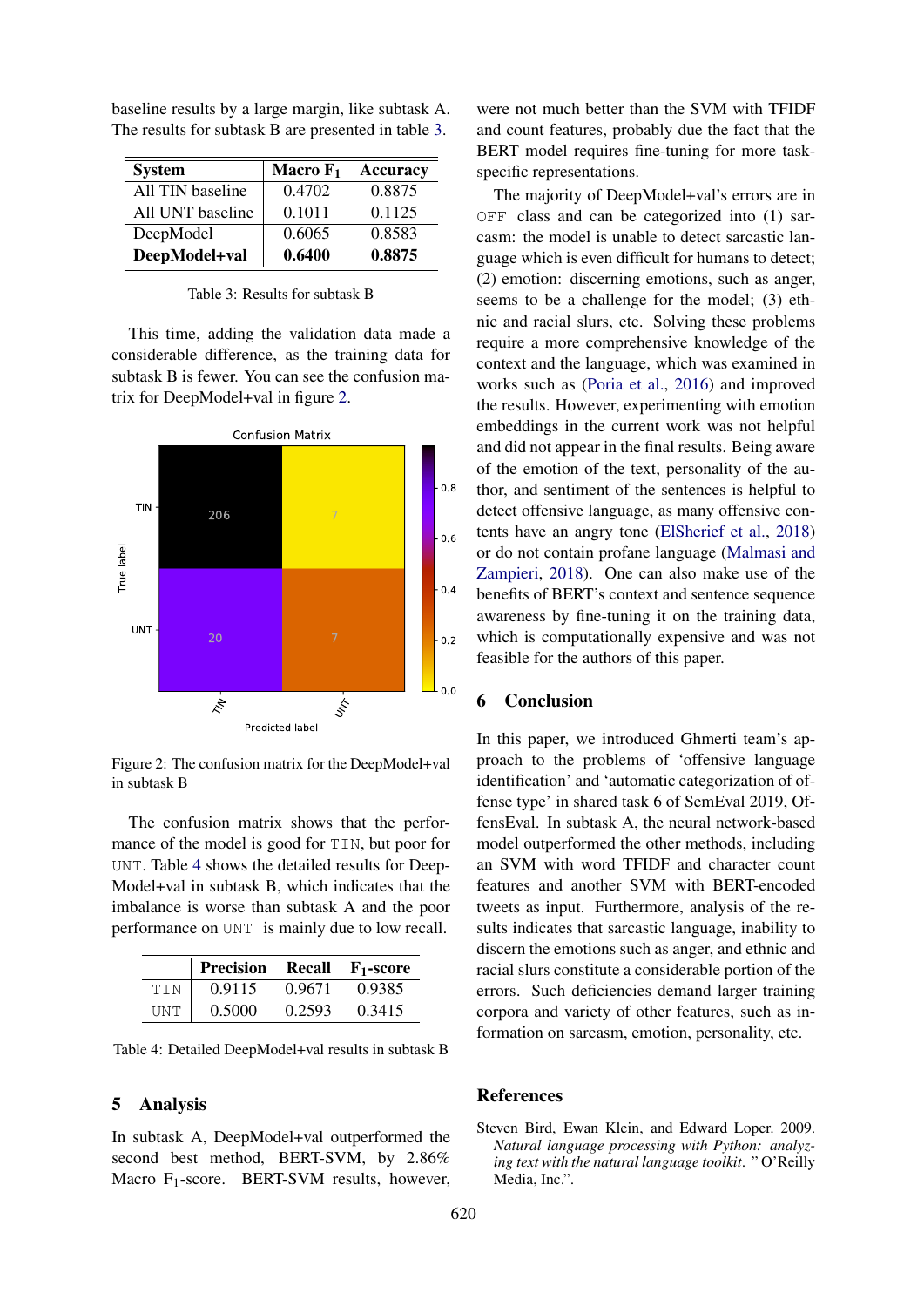baseline results by a large margin, like subtask A. The results for subtask B are presented in table 3.

| System | Macro $F_1$ | Accuracy |
|---|---|---|
| All TIN baseline | 0.4702 | 0.8875 |
| All UNT baseline | 0.1011 | 0.1125 |
| DeepModel | 0.6065 | 0.8583 |
| **DeepModel+val** | **0.6400** | **0.8875** |

Table 3: Results for subtask B

This time, adding the validation data made a considerable difference, as the training data for subtask B is fewer. You can see the confusion matrix for DeepModel+val in figure 2.

Figure 2: The confusion matrix for the DeepModel+val in subtask B

The confusion matrix shows that the performance of the model is good for TIN, but poor for UNT. Table 4 shows the detailed results for DeepModel+val in subtask B, which indicates that the imbalance is worse than subtask A and the poor performance on UNT is mainly due to low recall.

| | Precision | Recall | $F_1$-score |
|---|---|---|---|
| TIN | 0.9115 | 0.9671 | 0.9385 |
| UNT | 0.5000 | 0.2593 | 0.3415 |

Table 4: Detailed DeepModel+val results in subtask B

## 5 Analysis

In subtask A, DeepModel+val outperformed the second best method, BERT-SVM, by 2.86% Macro $F_1$-score. BERT-SVM results, however, were not much better than the SVM with TFIDF and count features, probably due the fact that the BERT model requires fine-tuning for more task-specific representations.

The majority of DeepModel+val's errors are in OFF class and can be categorized into (1) sarcasm: the model is unable to detect sarcastic language which is even difficult for humans to detect; (2) emotion: discerning emotions, such as anger, seems to be a challenge for the model; (3) ethnic and racial slurs, etc. Solving these problems require a more comprehensive knowledge of the context and the language, which was examined in works such as (Poria et al., 2016) and improved the results. However, experimenting with emotion embeddings in the current work was not helpful and did not appear in the final results. Being aware of the emotion of the text, personality of the author, and sentiment of the sentences is helpful to detect offensive language, as many offensive contents have an angry tone (ElSherief et al., 2018) or do not contain profane language (Malmasi and Zampieri, 2018). One can also make use of the benefits of BERT's context and sentence sequence awareness by fine-tuning it on the training data, which is computationally expensive and was not feasible for the authors of this paper.

## 6 Conclusion

In this paper, we introduced Ghmerti team's approach to the problems of 'offensive language identification' and 'automatic categorization of offense type' in shared task 6 of SemEval 2019, OffensEval. In subtask A, the neural network-based model outperformed the other methods, including an SVM with word TFIDF and character count features and another SVM with BERT-encoded tweets as input. Furthermore, analysis of the results indicates that sarcastic language, inability to discern the emotions such as anger, and ethnic and racial slurs constitute a considerable portion of the errors. Such deficiencies demand larger training corpora and variety of other features, such as information on sarcasm, emotion, personality, etc.

## References

Steven Bird, Ewan Klein, and Edward Loper. 2009. *Natural language processing with Python: analyzing text with the natural language toolkit*. " O'Reilly Media, Inc.".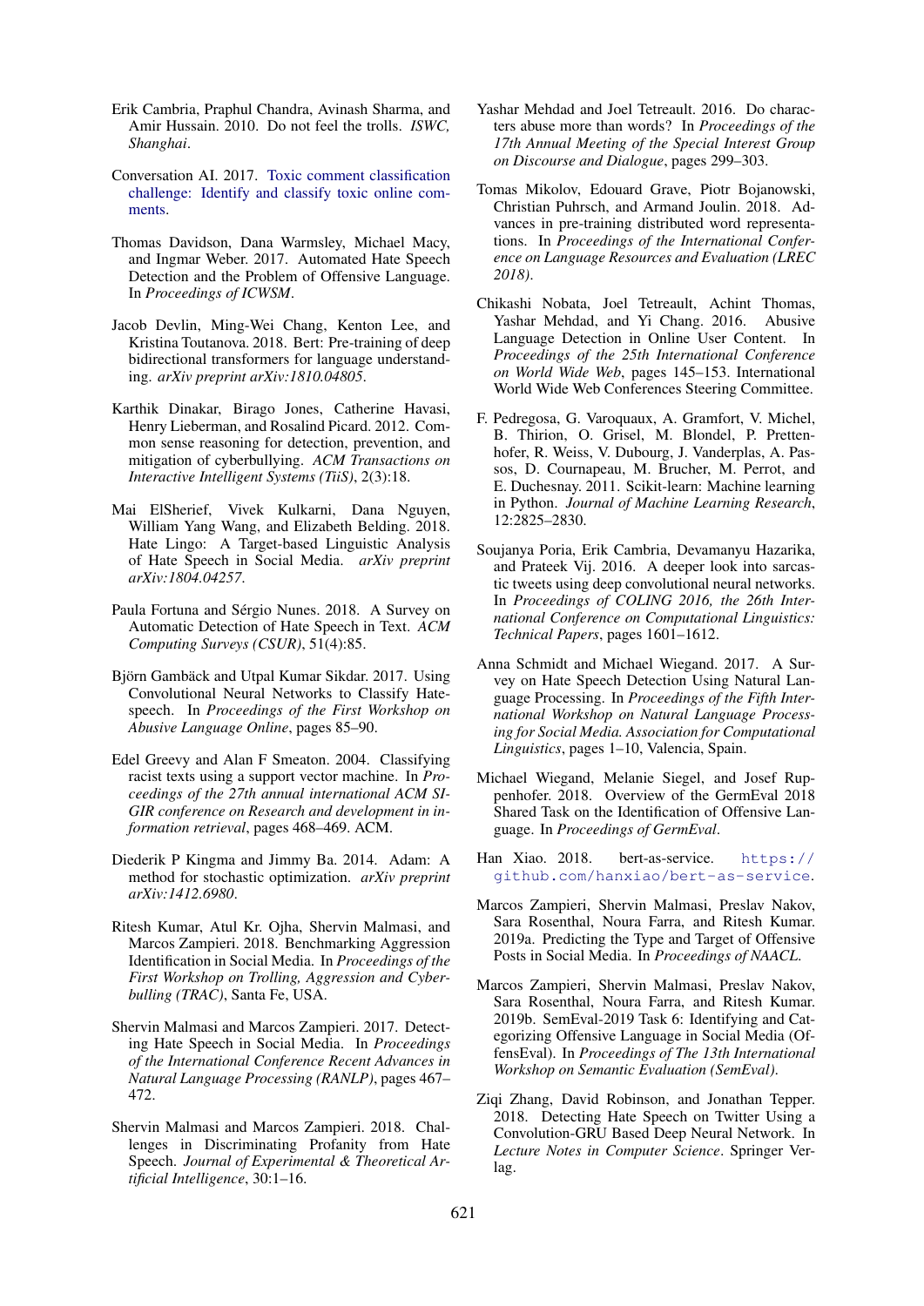Erik Cambria, Praphul Chandra, Avinash Sharma, and Amir Hussain. 2010. Do not feel the trolls. *ISWC, Shanghai*.

Conversation AI. 2017. Toxic comment classification challenge: Identify and classify toxic online comments.

Thomas Davidson, Dana Warmsley, Michael Macy, and Ingmar Weber. 2017. Automated Hate Speech Detection and the Problem of Offensive Language. In *Proceedings of ICWSM*.

Jacob Devlin, Ming-Wei Chang, Kenton Lee, and Kristina Toutanova. 2018. Bert: Pre-training of deep bidirectional transformers for language understanding. *arXiv preprint arXiv:1810.04805*.

Karthik Dinakar, Birago Jones, Catherine Havasi, Henry Lieberman, and Rosalind Picard. 2012. Common sense reasoning for detection, prevention, and mitigation of cyberbullying. *ACM Transactions on Interactive Intelligent Systems (TiiS)*, 2(3):18.

Mai ElSherief, Vivek Kulkarni, Dana Nguyen, William Yang Wang, and Elizabeth Belding. 2018. Hate Lingo: A Target-based Linguistic Analysis of Hate Speech in Social Media. *arXiv preprint arXiv:1804.04257*.

Paula Fortuna and Sérgio Nunes. 2018. A Survey on Automatic Detection of Hate Speech in Text. *ACM Computing Surveys (CSUR)*, 51(4):85.

Björn Gambäck and Utpal Kumar Sikdar. 2017. Using Convolutional Neural Networks to Classify Hatespeech. In *Proceedings of the First Workshop on Abusive Language Online*, pages 85–90.

Edel Greevy and Alan F Smeaton. 2004. Classifying racist texts using a support vector machine. In *Proceedings of the 27th annual international ACM SIGIR conference on Research and development in information retrieval*, pages 468–469. ACM.

Diederik P Kingma and Jimmy Ba. 2014. Adam: A method for stochastic optimization. *arXiv preprint arXiv:1412.6980*.

Ritesh Kumar, Atul Kr. Ojha, Shervin Malmasi, and Marcos Zampieri. 2018. Benchmarking Aggression Identification in Social Media. In *Proceedings of the First Workshop on Trolling, Aggression and Cyberbulling (TRAC)*, Santa Fe, USA.

Shervin Malmasi and Marcos Zampieri. 2017. Detecting Hate Speech in Social Media. In *Proceedings of the International Conference Recent Advances in Natural Language Processing (RANLP)*, pages 467–472.

Shervin Malmasi and Marcos Zampieri. 2018. Challenges in Discriminating Profanity from Hate Speech. *Journal of Experimental & Theoretical Artificial Intelligence*, 30:1–16.

Yashar Mehdad and Joel Tetreault. 2016. Do characters abuse more than words? In *Proceedings of the 17th Annual Meeting of the Special Interest Group on Discourse and Dialogue*, pages 299–303.

Tomas Mikolov, Edouard Grave, Piotr Bojanowski, Christian Puhrsch, and Armand Joulin. 2018. Advances in pre-training distributed word representations. In *Proceedings of the International Conference on Language Resources and Evaluation (LREC 2018)*.

Chikashi Nobata, Joel Tetreault, Achint Thomas, Yashar Mehdad, and Yi Chang. 2016. Abusive Language Detection in Online User Content. In *Proceedings of the 25th International Conference on World Wide Web*, pages 145–153. International World Wide Web Conferences Steering Committee.

F. Pedregosa, G. Varoquaux, A. Gramfort, V. Michel, B. Thirion, O. Grisel, M. Blondel, P. Prettenhofer, R. Weiss, V. Dubourg, J. Vanderplas, A. Passos, D. Cournapeau, M. Brucher, M. Perrot, and E. Duchesnay. 2011. Scikit-learn: Machine learning in Python. *Journal of Machine Learning Research*, 12:2825–2830.

Soujanya Poria, Erik Cambria, Devamanyu Hazarika, and Prateek Vij. 2016. A deeper look into sarcastic tweets using deep convolutional neural networks. In *Proceedings of COLING 2016, the 26th International Conference on Computational Linguistics: Technical Papers*, pages 1601–1612.

Anna Schmidt and Michael Wiegand. 2017. A Survey on Hate Speech Detection Using Natural Language Processing. In *Proceedings of the Fifth International Workshop on Natural Language Processing for Social Media. Association for Computational Linguistics*, pages 1–10, Valencia, Spain.

Michael Wiegand, Melanie Siegel, and Josef Ruppenhofer. 2018. Overview of the GermEval 2018 Shared Task on the Identification of Offensive Language. In *Proceedings of GermEval*.

Han Xiao. 2018. bert-as-service. https://github.com/hanxiao/bert-as-service.

Marcos Zampieri, Shervin Malmasi, Preslav Nakov, Sara Rosenthal, Noura Farra, and Ritesh Kumar. 2019a. Predicting the Type and Target of Offensive Posts in Social Media. In *Proceedings of NAACL*.

Marcos Zampieri, Shervin Malmasi, Preslav Nakov, Sara Rosenthal, Noura Farra, and Ritesh Kumar. 2019b. SemEval-2019 Task 6: Identifying and Categorizing Offensive Language in Social Media (OffensEval). In *Proceedings of The 13th International Workshop on Semantic Evaluation (SemEval)*.

Ziqi Zhang, David Robinson, and Jonathan Tepper. 2018. Detecting Hate Speech on Twitter Using a Convolution-GRU Based Deep Neural Network. In *Lecture Notes in Computer Science*. Springer Verlag.